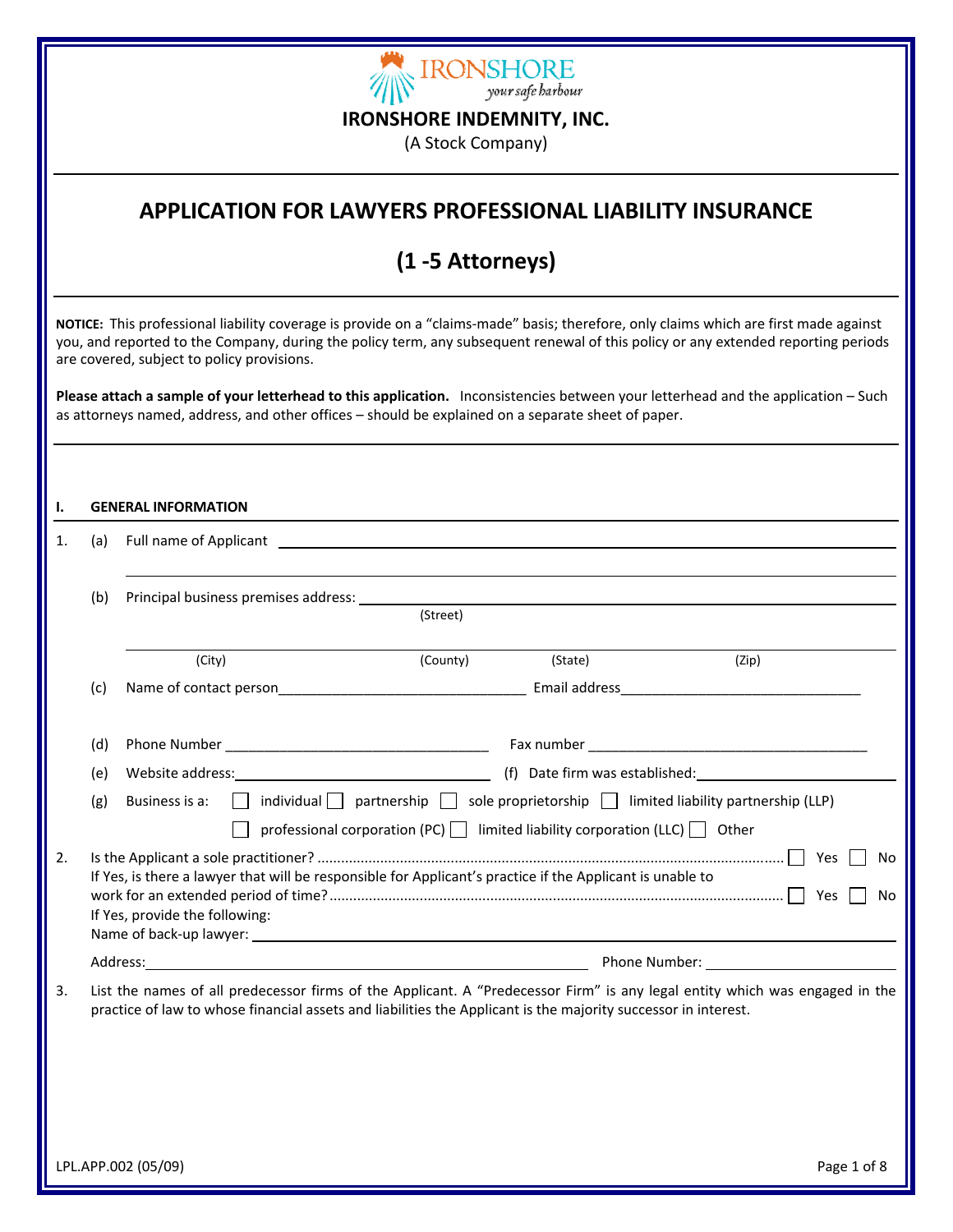IRONSHORE
your safe harbour

**IRONSHORE INDEMNITY, INC.**

(A Stock Company)

# APPLICATION FOR LAWYERS PROFESSIONAL LIABILITY INSURANCE

## (1 -5 Attorneys)

**NOTICE:** This professional liability coverage is provide on a "claims-made" basis; therefore, only claims which are first made against you, and reported to the Company, during the policy term, any subsequent renewal of this policy or any extended reporting periods are covered, subject to policy provisions.

**Please attach a sample of your letterhead to this application.** Inconsistencies between your letterhead and the application – Such as attorneys named, address, and other offices – should be explained on a separate sheet of paper.

### I. GENERAL INFORMATION

1. (a) Full name of Applicant ______________________________

   (b) Principal business premises address: ______________________________
   (Street)

   ______________________________
   (City) (County) (State) (Zip)

   (c) Name of contact person______________________________ Email address______________________________

   (d) Phone Number ______________________________ Fax number ______________________________

   (e) Website address:______________________________ (f) Date firm was established:______________________________

   (g) Business is a: ☐ individual ☐ partnership ☐ sole proprietorship ☐ limited liability partnership (LLP) ☐ professional corporation (PC) ☐ limited liability corporation (LLC) ☐ Other

2. Is the Applicant a sole practitioner? ..................... ☐ Yes ☐ No

   If Yes, is there a lawyer that will be responsible for Applicant's practice if the Applicant is unable to work for an extended period of time? ..................... ☐ Yes ☐ No

   If Yes, provide the following:

   Name of back-up lawyer: ______________________________

   Address:______________________________ Phone Number: ______________________________

3. List the names of all predecessor firms of the Applicant. A "Predecessor Firm" is any legal entity which was engaged in the practice of law to whose financial assets and liabilities the Applicant is the majority successor in interest.

LPL.APP.002 (05/09)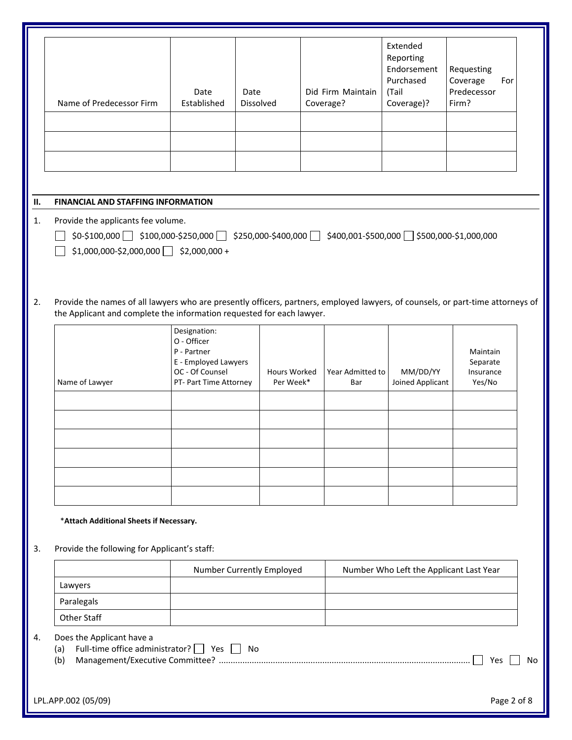| Name of Predecessor Firm | Date Established | Date Dissolved | Did Firm Maintain Coverage? | Extended Reporting Endorsement Purchased (Tail Coverage)? | Requesting Coverage For Predecessor Firm? |
|---|---|---|---|---|---|
| | | | | | |
| | | | | | |
| | | | | | |

## II. FINANCIAL AND STAFFING INFORMATION

1. Provide the applicants fee volume.

   ☐ $0-$100,000 ☐ $100,000-$250,000 ☐ $250,000-$400,000 ☐ $400,001-$500,000 ☐ $500,000-$1,000,000
   ☐ $1,000,000-$2,000,000 ☐ $2,000,000 +

2. Provide the names of all lawyers who are presently officers, partners, employed lawyers, of counsels, or part-time attorneys of the Applicant and complete the information requested for each lawyer.

| Name of Lawyer | Designation: O - Officer P - Partner E - Employed Lawyers OC - Of Counsel PT- Part Time Attorney | Hours Worked Per Week* | Year Admitted to Bar | MM/DD/YY Joined Applicant | Maintain Separate Insurance Yes/No |
|---|---|---|---|---|---|
| | | | | | |
| | | | | | |
| | | | | | |
| | | | | | |
| | | | | | |
| | | | | | |

*__Attach Additional Sheets if Necessary.__

3. Provide the following for Applicant's staff:

| | Number Currently Employed | Number Who Left the Applicant Last Year |
|---|---|---|
| Lawyers | | |
| Paralegals | | |
| Other Staff | | |

4. Does the Applicant have a
   (a) Full-time office administrator? ☐ Yes ☐ No
   (b) Management/Executive Committee? ........................................ ☐ Yes ☐ No

LPL.APP.002 (05/09)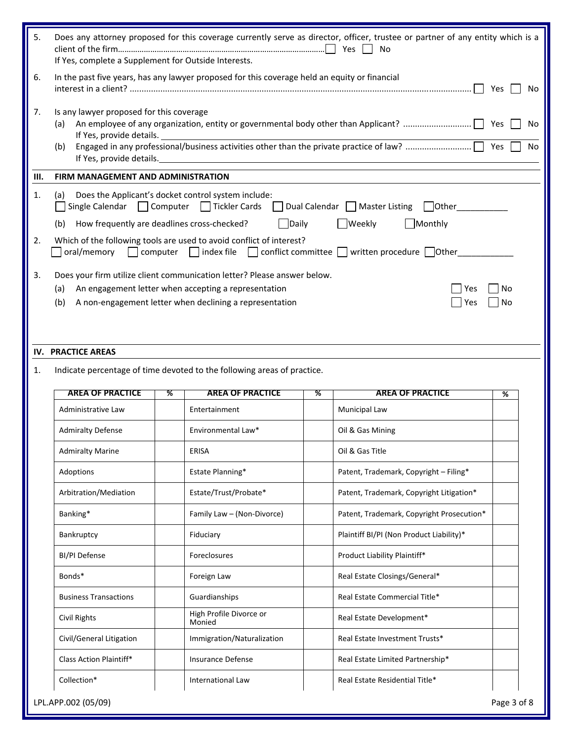5. Does any attorney proposed for this coverage currently serve as director, officer, trustee or partner of any entity which is a client of the firm………………………………………………………………………………… ☐ Yes ☐ No
   If Yes, complete a Supplement for Outside Interests.

6. In the past five years, has any lawyer proposed for this coverage held an equity or financial interest in a client? ………………………………………………………………………………………………………………………… ☐ Yes ☐ No

7. Is any lawyer proposed for this coverage
   (a) An employee of any organization, entity or governmental body other than Applicant? ………………………… ☐ Yes ☐ No
   If Yes, provide details. ______________________________
   (b) Engaged in any professional/business activities other than the private practice of law? ……………………… ☐ Yes ☐ No
   If Yes, provide details. ______________________________

## III. FIRM MANAGEMENT AND ADMINISTRATION

1. (a) Does the Applicant's docket control system include:
   ☐ Single Calendar ☐ Computer ☐ Tickler Cards ☐ Dual Calendar ☐ Master Listing ☐ Other__________
   (b) How frequently are deadlines cross-checked? ☐ Daily ☐ Weekly ☐ Monthly

2. Which of the following tools are used to avoid conflict of interest?
   ☐ oral/memory ☐ computer ☐ index file ☐ conflict committee ☐ written procedure ☐ Other____________

3. Does your firm utilize client communication letter? Please answer below.
   (a) An engagement letter when accepting a representation ☐ Yes ☐ No
   (b) A non-engagement letter when declining a representation ☐ Yes ☐ No

## IV. PRACTICE AREAS

1. Indicate percentage of time devoted to the following areas of practice.

| AREA OF PRACTICE | % | AREA OF PRACTICE | % | AREA OF PRACTICE | % |
|---|---|---|---|---|---|
| Administrative Law | | Entertainment | | Municipal Law | |
| Admiralty Defense | | Environmental Law* | | Oil & Gas Mining | |
| Admiralty Marine | | ERISA | | Oil & Gas Title | |
| Adoptions | | Estate Planning* | | Patent, Trademark, Copyright – Filing* | |
| Arbitration/Mediation | | Estate/Trust/Probate* | | Patent, Trademark, Copyright Litigation* | |
| Banking* | | Family Law – (Non-Divorce) | | Patent, Trademark, Copyright Prosecution* | |
| Bankruptcy | | Fiduciary | | Plaintiff BI/PI (Non Product Liability)* | |
| BI/PI Defense | | Foreclosures | | Product Liability Plaintiff* | |
| Bonds* | | Foreign Law | | Real Estate Closings/General* | |
| Business Transactions | | Guardianships | | Real Estate Commercial Title* | |
| Civil Rights | | High Profile Divorce or Monied | | Real Estate Development* | |
| Civil/General Litigation | | Immigration/Naturalization | | Real Estate Investment Trusts* | |
| Class Action Plaintiff* | | Insurance Defense | | Real Estate Limited Partnership* | |
| Collection* | | International Law | | Real Estate Residential Title* | |

LPL.APP.002 (05/09)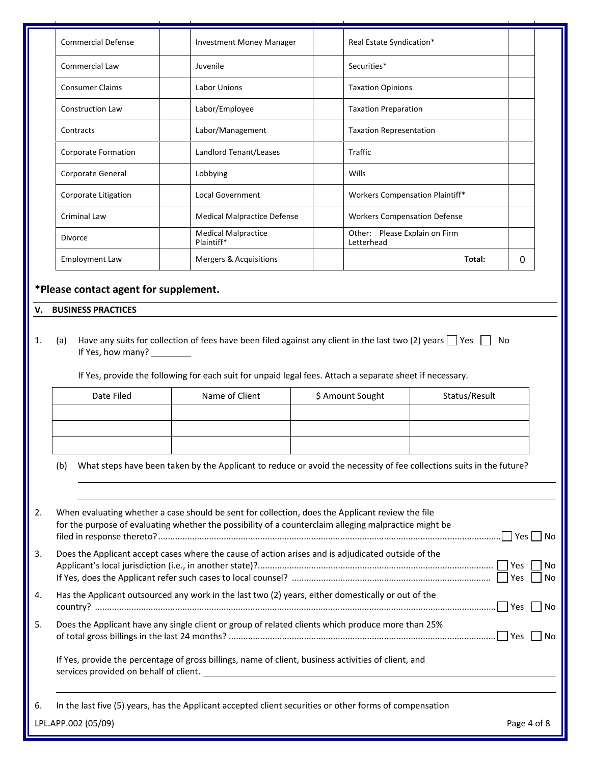| | | | | | |
|---|---|---|---|---|---|
| Commercial Defense | | Investment Money Manager | | Real Estate Syndication* | |
| Commercial Law | | Juvenile | | Securities* | |
| Consumer Claims | | Labor Unions | | Taxation Opinions | |
| Construction Law | | Labor/Employee | | Taxation Preparation | |
| Contracts | | Labor/Management | | Taxation Representation | |
| Corporate Formation | | Landlord Tenant/Leases | | Traffic | |
| Corporate General | | Lobbying | | Wills | |
| Corporate Litigation | | Local Government | | Workers Compensation Plaintiff* | |
| Criminal Law | | Medical Malpractice Defense | | Workers Compensation Defense | |
| Divorce | | Medical Malpractice Plaintiff* | | Other: Please Explain on Firm Letterhead | |
| Employment Law | | Mergers & Acquisitions | | **Total:** | 0 |

***Please contact agent for supplement.**

## V. BUSINESS PRACTICES

1. (a) Have any suits for collection of fees have been filed against any client in the last two (2) years ☐ Yes ☐ No
   If Yes, how many? ________

   If Yes, provide the following for each suit for unpaid legal fees. Attach a separate sheet if necessary.

| Date Filed | Name of Client | $ Amount Sought | Status/Result |
|---|---|---|---|
| | | | |
| | | | |
| | | | |

   (b) What steps have been taken by the Applicant to reduce or avoid the necessity of fee collections suits in the future?

   ______________________________________________

   ______________________________________________

2. When evaluating whether a case should be sent for collection, does the Applicant review the file for the purpose of evaluating whether the possibility of a counterclaim alleging malpractice might be filed in response thereto? ☐ Yes ☐ No

3. Does the Applicant accept cases where the cause of action arises and is adjudicated outside of the Applicant's local jurisdiction (i.e., in another state)? ☐ Yes ☐ No
   If Yes, does the Applicant refer such cases to local counsel? ☐ Yes ☐ No

4. Has the Applicant outsourced any work in the last two (2) years, either domestically or out of the country? ☐ Yes ☐ No

5. Does the Applicant have any single client or group of related clients which produce more than 25% of total gross billings in the last 24 months? ☐ Yes ☐ No

   If Yes, provide the percentage of gross billings, name of client, business activities of client, and services provided on behalf of client. ______________________________________________

   ______________________________________________

6. In the last five (5) years, has the Applicant accepted client securities or other forms of compensation

LPL.APP.002 (05/09)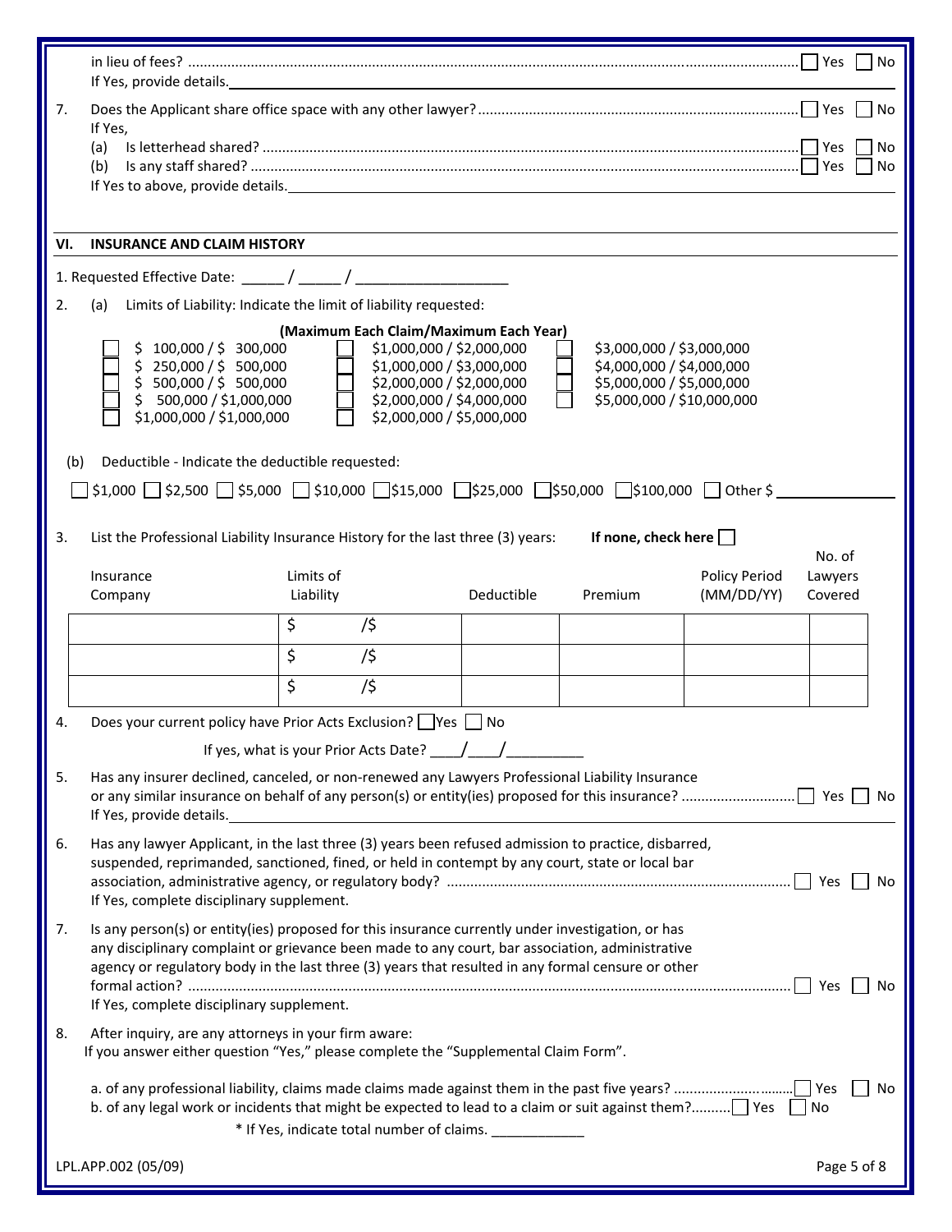in lieu of fees? ☐ Yes ☐ No

If Yes, provide details.______________________________________________

7. Does the Applicant share office space with any other lawyer? ☐ Yes ☐ No

   If Yes,

   (a) Is letterhead shared? ☐ Yes ☐ No

   (b) Is any staff shared? ☐ Yes ☐ No

   If Yes to above, provide details.______________________________________________

## VI. INSURANCE AND CLAIM HISTORY

1. Requested Effective Date: _____ / _____ / __________________

2. (a) Limits of Liability: Indicate the limit of liability requested:

**(Maximum Each Claim/Maximum Each Year)**

| | | |
|---|---|---|
| ☐ $ 100,000 / $ 300,000 | ☐ $1,000,000 / $2,000,000 | ☐ $3,000,000 / $3,000,000 |
| ☐ $ 250,000 / $ 500,000 | ☐ $1,000,000 / $3,000,000 | ☐ $4,000,000 / $4,000,000 |
| ☐ $ 500,000 / $ 500,000 | ☐ $2,000,000 / $2,000,000 | ☐ $5,000,000 / $5,000,000 |
| ☐ $ 500,000 / $1,000,000 | ☐ $2,000,000 / $4,000,000 | ☐ $5,000,000 / $10,000,000 |
| ☐ $1,000,000 / $1,000,000 | ☐ $2,000,000 / $5,000,000 | |

(b) Deductible - Indicate the deductible requested:

☐ $1,000 ☐ $2,500 ☐ $5,000 ☐ $10,000 ☐ $15,000 ☐ $25,000 ☐ $50,000 ☐ $100,000 ☐ Other $ __________

3. List the Professional Liability Insurance History for the last three (3) years: **If none, check here** ☐

| Insurance Company | Limits of Liability | Deductible | Premium | Policy Period (MM/DD/YY) | No. of Lawyers Covered |
|---|---|---|---|---|---|
| | $ /$ | | | | |
| | $ /$ | | | | |
| | $ /$ | | | | |

4. Does your current policy have Prior Acts Exclusion? ☐ Yes ☐ No

   If yes, what is your Prior Acts Date? ____/____/_________

5. Has any insurer declined, canceled, or non-renewed any Lawyers Professional Liability Insurance or any similar insurance on behalf of any person(s) or entity(ies) proposed for this insurance? ☐ Yes ☐ No

   If Yes, provide details.______________________________________________

6. Has any lawyer Applicant, in the last three (3) years been refused admission to practice, disbarred, suspended, reprimanded, sanctioned, fined, or held in contempt by any court, state or local bar association, administrative agency, or regulatory body? ☐ Yes ☐ No

   If Yes, complete disciplinary supplement.

7. Is any person(s) or entity(ies) proposed for this insurance currently under investigation, or has any disciplinary complaint or grievance been made to any court, bar association, administrative agency or regulatory body in the last three (3) years that resulted in any formal censure or other formal action? ☐ Yes ☐ No

   If Yes, complete disciplinary supplement.

8. After inquiry, are any attorneys in your firm aware:

   If you answer either question "Yes," please complete the "Supplemental Claim Form".

   a. of any professional liability, claims made claims made against them in the past five years? ☐ Yes ☐ No

   b. of any legal work or incidents that might be expected to lead to a claim or suit against them? ☐ Yes ☐ No

   * If Yes, indicate total number of claims. ____________

LPL.APP.002 (05/09)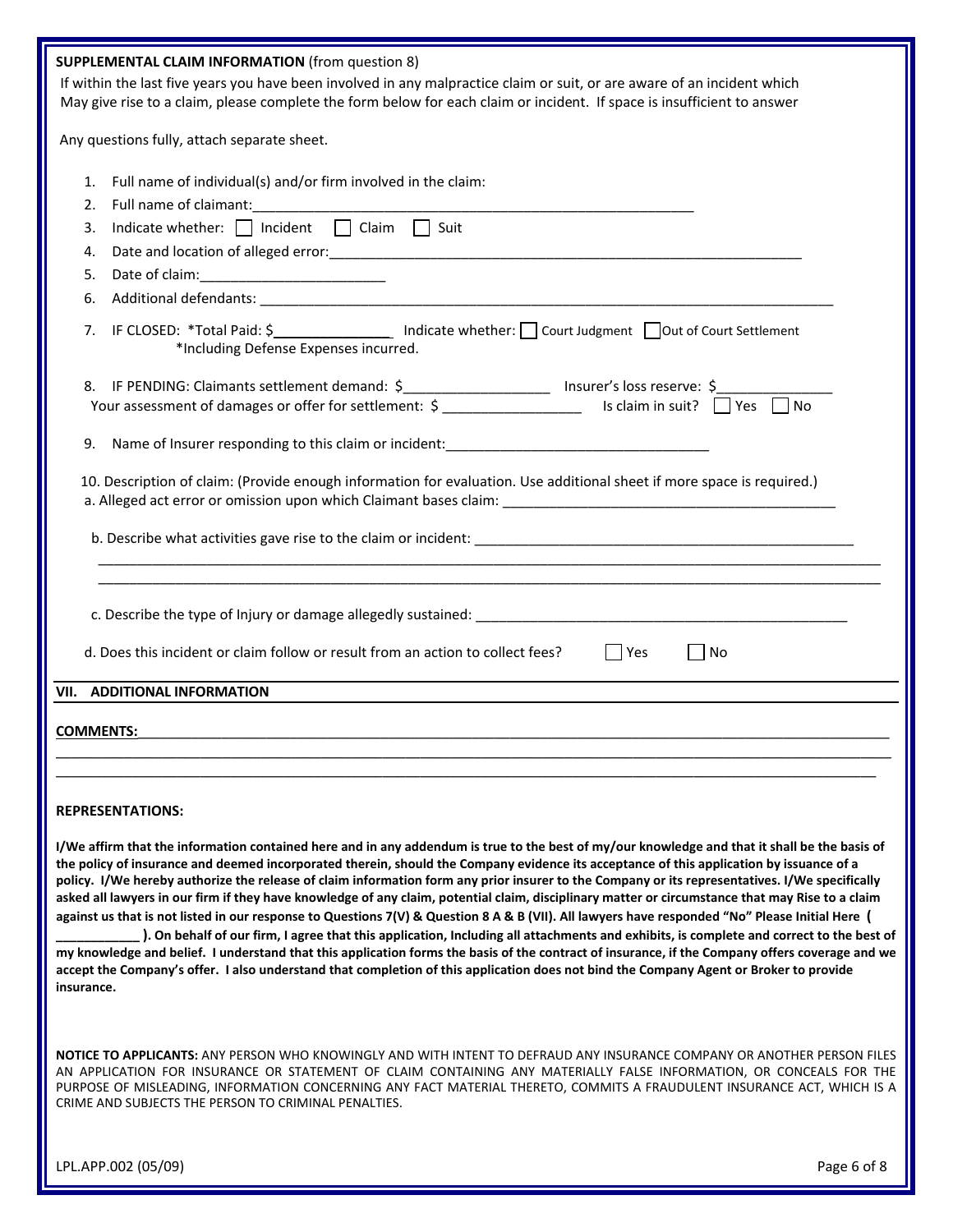**SUPPLEMENTAL CLAIM INFORMATION** (from question 8)

If within the last five years you have been involved in any malpractice claim or suit, or are aware of an incident which May give rise to a claim, please complete the form below for each claim or incident. If space is insufficient to answer

Any questions fully, attach separate sheet.

1. Full name of individual(s) and/or firm involved in the claim:
2. Full name of claimant:\_\_\_\_\_\_\_\_\_\_\_\_\_\_\_\_\_\_\_\_\_\_\_\_\_\_\_\_\_\_\_\_\_\_\_\_\_\_\_\_\_\_\_\_\_\_\_\_\_\_\_\_\_\_
3. Indicate whether: ☐ Incident ☐ Claim ☐ Suit
4. Date and location of alleged error:\_\_\_\_\_\_\_\_\_\_\_\_\_\_\_\_\_\_\_\_\_\_\_\_\_\_\_\_\_\_\_\_\_\_\_\_\_\_\_\_\_\_\_\_\_\_\_\_\_\_\_\_\_\_\_\_
5. Date of claim:\_\_\_\_\_\_\_\_\_\_\_\_\_\_\_\_\_\_\_\_\_\_\_
6. Additional defendants: \_\_\_\_\_\_\_\_\_\_\_\_\_\_\_\_\_\_\_\_\_\_\_\_\_\_\_\_\_\_\_\_\_\_\_\_\_\_\_\_\_\_\_\_\_\_\_\_\_\_\_\_\_\_\_\_\_\_\_\_\_\_\_\_\_\_
7. IF CLOSED: *Total Paid: $\_\_\_\_\_\_\_\_\_\_\_\_\_\_\_ Indicate whether: ☐ Court Judgment ☐ Out of Court Settlement
   *Including Defense Expenses incurred.
8. IF PENDING: Claimants settlement demand: $\_\_\_\_\_\_\_\_\_\_\_\_\_\_\_\_\_\_ Insurer's loss reserve: $\_\_\_\_\_\_\_\_\_\_\_\_\_\_
   Your assessment of damages or offer for settlement: $ \_\_\_\_\_\_\_\_\_\_\_\_\_\_\_\_\_ Is claim in suit? ☐ Yes ☐ No
9. Name of Insurer responding to this claim or incident:\_\_\_\_\_\_\_\_\_\_\_\_\_\_\_\_\_\_\_\_\_\_\_\_\_\_\_\_\_\_\_\_\_\_
10. Description of claim: (Provide enough information for evaluation. Use additional sheet if more space is required.)
    a. Alleged act error or omission upon which Claimant bases claim: \_\_\_\_\_\_\_\_\_\_\_\_\_\_\_\_\_\_\_\_\_\_\_\_\_\_\_\_\_\_\_\_\_\_\_\_\_\_\_\_\_\_

    b. Describe what activities gave rise to the claim or incident: \_\_\_\_\_\_\_\_\_\_\_\_\_\_\_\_\_\_\_\_\_\_\_\_\_\_\_\_\_\_\_\_\_\_\_\_\_\_\_\_\_\_\_\_\_\_\_\_
    \_\_\_\_\_\_\_\_\_\_\_\_\_\_\_\_\_\_\_\_\_\_\_\_\_\_\_\_\_\_\_\_\_\_\_\_\_\_\_\_\_\_\_\_\_\_\_\_\_\_\_\_\_\_\_\_\_\_\_\_\_\_\_\_\_\_\_\_\_\_\_\_\_\_\_\_\_\_\_\_\_\_\_\_\_\_\_\_\_\_\_\_\_\_\_\_\_\_\_\_
    \_\_\_\_\_\_\_\_\_\_\_\_\_\_\_\_\_\_\_\_\_\_\_\_\_\_\_\_\_\_\_\_\_\_\_\_\_\_\_\_\_\_\_\_\_\_\_\_\_\_\_\_\_\_\_\_\_\_\_\_\_\_\_\_\_\_\_\_\_\_\_\_\_\_\_\_\_\_\_\_\_\_\_\_\_\_\_\_\_\_\_\_\_\_\_\_\_\_\_\_

    c. Describe the type of Injury or damage allegedly sustained: \_\_\_\_\_\_\_\_\_\_\_\_\_\_\_\_\_\_\_\_\_\_\_\_\_\_\_\_\_\_\_\_\_\_\_\_\_\_\_\_\_\_\_\_\_\_\_\_

    d. Does this incident or claim follow or result from an action to collect fees? ☐ Yes ☐ No

## VII. ADDITIONAL INFORMATION

**COMMENTS:**\_\_\_\_\_\_\_\_\_\_\_\_\_\_\_\_\_\_\_\_\_\_\_\_\_\_\_\_\_\_\_\_\_\_\_\_\_\_\_\_\_\_\_\_\_\_\_\_\_\_\_\_\_\_\_\_\_\_\_\_\_\_\_\_\_\_\_\_\_\_\_\_\_\_\_\_\_\_\_\_\_\_\_\_\_\_\_\_\_\_\_\_\_\_\_\_\_
\_\_\_\_\_\_\_\_\_\_\_\_\_\_\_\_\_\_\_\_\_\_\_\_\_\_\_\_\_\_\_\_\_\_\_\_\_\_\_\_\_\_\_\_\_\_\_\_\_\_\_\_\_\_\_\_\_\_\_\_\_\_\_\_\_\_\_\_\_\_\_\_\_\_\_\_\_\_\_\_\_\_\_\_\_\_\_\_\_\_\_\_\_\_\_\_\_\_\_\_\_\_\_\_\_\_\_\_
\_\_\_\_\_\_\_\_\_\_\_\_\_\_\_\_\_\_\_\_\_\_\_\_\_\_\_\_\_\_\_\_\_\_\_\_\_\_\_\_\_\_\_\_\_\_\_\_\_\_\_\_\_\_\_\_\_\_\_\_\_\_\_\_\_\_\_\_\_\_\_\_\_\_\_\_\_\_\_\_\_\_\_\_\_\_\_\_\_\_\_\_\_\_\_\_\_\_\_\_\_\_\_\_\_\_

**REPRESENTATIONS:**

**I/We affirm that the information contained here and in any addendum is true to the best of my/our knowledge and that it shall be the basis of the policy of insurance and deemed incorporated therein, should the Company evidence its acceptance of this application by issuance of a policy. I/We hereby authorize the release of claim information form any prior insurer to the Company or its representatives. I/We specifically asked all lawyers in our firm if they have knowledge of any claim, potential claim, disciplinary matter or circumstance that may Rise to a claim against us that is not listed in our response to Questions 7(V) & Question 8 A & B (VII). All lawyers have responded "No" Please Initial Here ( \_\_\_\_\_\_\_\_\_\_\_ ). On behalf of our firm, I agree that this application, Including all attachments and exhibits, is complete and correct to the best of my knowledge and belief. I understand that this application forms the basis of the contract of insurance, if the Company offers coverage and we accept the Company's offer. I also understand that completion of this application does not bind the Company Agent or Broker to provide insurance.**

**NOTICE TO APPLICANTS:** ANY PERSON WHO KNOWINGLY AND WITH INTENT TO DEFRAUD ANY INSURANCE COMPANY OR ANOTHER PERSON FILES AN APPLICATION FOR INSURANCE OR STATEMENT OF CLAIM CONTAINING ANY MATERIALLY FALSE INFORMATION, OR CONCEALS FOR THE PURPOSE OF MISLEADING, INFORMATION CONCERNING ANY FACT MATERIAL THERETO, COMMITS A FRAUDULENT INSURANCE ACT, WHICH IS A CRIME AND SUBJECTS THE PERSON TO CRIMINAL PENALTIES.

LPL.APP.002 (05/09)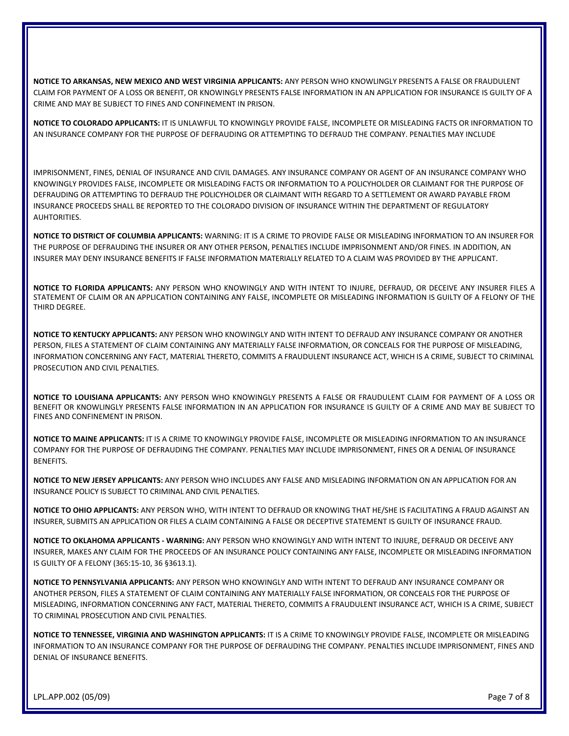**NOTICE TO ARKANSAS, NEW MEXICO AND WEST VIRGINIA APPLICANTS:** ANY PERSON WHO KNOWINGLY PRESENTS A FALSE OR FRAUDULENT CLAIM FOR PAYMENT OF A LOSS OR BENEFIT, OR KNOWINGLY PRESENTS FALSE INFORMATION IN AN APPLICATION FOR INSURANCE IS GUILTY OF A CRIME AND MAY BE SUBJECT TO FINES AND CONFINEMENT IN PRISON.

**NOTICE TO COLORADO APPLICANTS:** IT IS UNLAWFUL TO KNOWINGLY PROVIDE FALSE, INCOMPLETE OR MISLEADING FACTS OR INFORMATION TO AN INSURANCE COMPANY FOR THE PURPOSE OF DEFRAUDING OR ATTEMPTING TO DEFRAUD THE COMPANY. PENALTIES MAY INCLUDE IMPRISONMENT, FINES, DENIAL OF INSURANCE AND CIVIL DAMAGES. ANY INSURANCE COMPANY OR AGENT OF AN INSURANCE COMPANY WHO KNOWINGLY PROVIDES FALSE, INCOMPLETE OR MISLEADING FACTS OR INFORMATION TO A POLICYHOLDER OR CLAIMANT FOR THE PURPOSE OF DEFRAUDING OR ATTEMPTING TO DEFRAUD THE POLICYHOLDER OR CLAIMANT WITH REGARD TO A SETTLEMENT OR AWARD PAYABLE FROM INSURANCE PROCEEDS SHALL BE REPORTED TO THE COLORADO DIVISION OF INSURANCE WITHIN THE DEPARTMENT OF REGULATORY AUHTORITIES.

**NOTICE TO DISTRICT OF COLUMBIA APPLICANTS:** WARNING: IT IS A CRIME TO PROVIDE FALSE OR MISLEADING INFORMATION TO AN INSURER FOR THE PURPOSE OF DEFRAUDING THE INSURER OR ANY OTHER PERSON, PENALTIES INCLUDE IMPRISONMENT AND/OR FINES. IN ADDITION, AN INSURER MAY DENY INSURANCE BENEFITS IF FALSE INFORMATION MATERIALLY RELATED TO A CLAIM WAS PROVIDED BY THE APPLICANT.

**NOTICE TO FLORIDA APPLICANTS:** ANY PERSON WHO KNOWINGLY AND WITH INTENT TO INJURE, DEFRAUD, OR DECEIVE ANY INSURER FILES A STATEMENT OF CLAIM OR AN APPLICATION CONTAINING ANY FALSE, INCOMPLETE OR MISLEADING INFORMATION IS GUILTY OF A FELONY OF THE THIRD DEGREE.

**NOTICE TO KENTUCKY APPLICANTS:** ANY PERSON WHO KNOWINGLY AND WITH INTENT TO DEFRAUD ANY INSURANCE COMPANY OR ANOTHER PERSON, FILES A STATEMENT OF CLAIM CONTAINING ANY MATERIALLY FALSE INFORMATION, OR CONCEALS FOR THE PURPOSE OF MISLEADING, INFORMATION CONCERNING ANY FACT, MATERIAL THERETO, COMMITS A FRAUDULENT INSURANCE ACT, WHICH IS A CRIME, SUBJECT TO CRIMINAL PROSECUTION AND CIVIL PENALTIES.

**NOTICE TO LOUISIANA APPLICANTS:** ANY PERSON WHO KNOWINGLY PRESENTS A FALSE OR FRAUDULENT CLAIM FOR PAYMENT OF A LOSS OR BENEFIT OR KNOWLINGLY PRESENTS FALSE INFORMATION IN AN APPLICATION FOR INSURANCE IS GUILTY OF A CRIME AND MAY BE SUBJECT TO FINES AND CONFINEMENT IN PRISON.

**NOTICE TO MAINE APPLICANTS:** IT IS A CRIME TO KNOWINGLY PROVIDE FALSE, INCOMPLETE OR MISLEADING INFORMATION TO AN INSURANCE COMPANY FOR THE PURPOSE OF DEFRAUDING THE COMPANY. PENALTIES MAY INCLUDE IMPRISONMENT, FINES OR A DENIAL OF INSURANCE BENEFITS.

**NOTICE TO NEW JERSEY APPLICANTS:** ANY PERSON WHO INCLUDES ANY FALSE AND MISLEADING INFORMATION ON AN APPLICATION FOR AN INSURANCE POLICY IS SUBJECT TO CRIMINAL AND CIVIL PENALTIES.

**NOTICE TO OHIO APPLICANTS:** ANY PERSON WHO, WITH INTENT TO DEFRAUD OR KNOWING THAT HE/SHE IS FACILITATING A FRAUD AGAINST AN INSURER, SUBMITS AN APPLICATION OR FILES A CLAIM CONTAINING A FALSE OR DECEPTIVE STATEMENT IS GUILTY OF INSURANCE FRAUD.

**NOTICE TO OKLAHOMA APPLICANTS - WARNING:** ANY PERSON WHO KNOWINGLY AND WITH INTENT TO INJURE, DEFRAUD OR DECEIVE ANY INSURER, MAKES ANY CLAIM FOR THE PROCEEDS OF AN INSURANCE POLICY CONTAINING ANY FALSE, INCOMPLETE OR MISLEADING INFORMATION IS GUILTY OF A FELONY (365:15-10, 36 §3613.1).

**NOTICE TO PENNSYLVANIA APPLICANTS:** ANY PERSON WHO KNOWINGLY AND WITH INTENT TO DEFRAUD ANY INSURANCE COMPANY OR ANOTHER PERSON, FILES A STATEMENT OF CLAIM CONTAINING ANY MATERIALLY FALSE INFORMATION, OR CONCEALS FOR THE PURPOSE OF MISLEADING, INFORMATION CONCERNING ANY FACT, MATERIAL THERETO, COMMITS A FRAUDULENT INSURANCE ACT, WHICH IS A CRIME, SUBJECT TO CRIMINAL PROSECUTION AND CIVIL PENALTIES.

**NOTICE TO TENNESSEE, VIRGINIA AND WASHINGTON APPLICANTS:** IT IS A CRIME TO KNOWINGLY PROVIDE FALSE, INCOMPLETE OR MISLEADING INFORMATION TO AN INSURANCE COMPANY FOR THE PURPOSE OF DEFRAUDING THE COMPANY. PENALTIES INCLUDE IMPRISONMENT, FINES AND DENIAL OF INSURANCE BENEFITS.

LPL.APP.002 (05/09)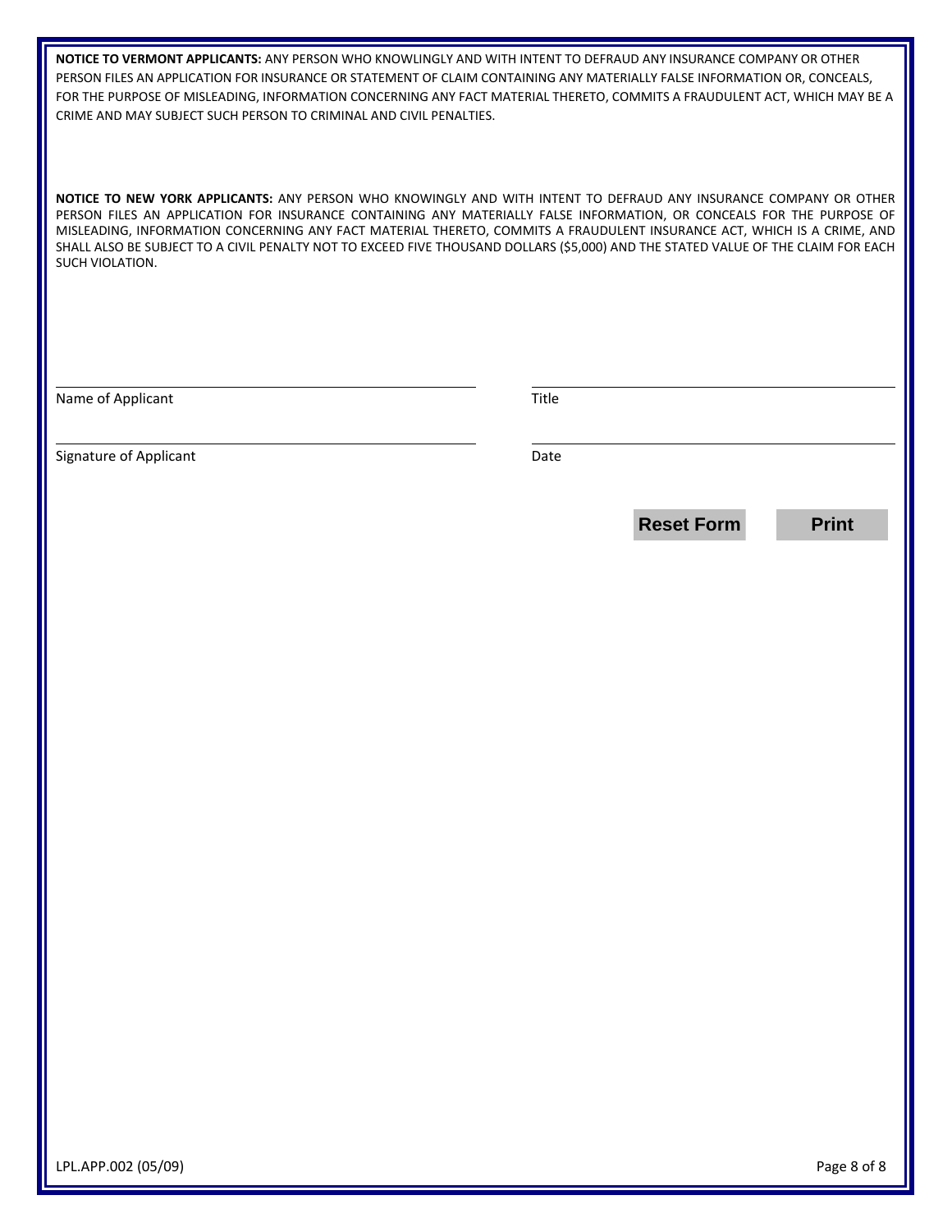**NOTICE TO VERMONT APPLICANTS:** ANY PERSON WHO KNOWINGLY AND WITH INTENT TO DEFRAUD ANY INSURANCE COMPANY OR OTHER PERSON FILES AN APPLICATION FOR INSURANCE OR STATEMENT OF CLAIM CONTAINING ANY MATERIALLY FALSE INFORMATION OR, CONCEALS, FOR THE PURPOSE OF MISLEADING, INFORMATION CONCERNING ANY FACT MATERIAL THERETO, COMMITS A FRAUDULENT ACT, WHICH MAY BE A CRIME AND MAY SUBJECT SUCH PERSON TO CRIMINAL AND CIVIL PENALTIES.

**NOTICE TO NEW YORK APPLICANTS:** ANY PERSON WHO KNOWINGLY AND WITH INTENT TO DEFRAUD ANY INSURANCE COMPANY OR OTHER PERSON FILES AN APPLICATION FOR INSURANCE CONTAINING ANY MATERIALLY FALSE INFORMATION, OR CONCEALS FOR THE PURPOSE OF MISLEADING, INFORMATION CONCERNING ANY FACT MATERIAL THERETO, COMMITS A FRAUDULENT INSURANCE ACT, WHICH IS A CRIME, AND SHALL ALSO BE SUBJECT TO A CIVIL PENALTY NOT TO EXCEED FIVE THOUSAND DOLLARS ($5,000) AND THE STATED VALUE OF THE CLAIM FOR EACH SUCH VIOLATION.

Name of Applicant ______________________ Title ______________________

Signature of Applicant ______________________ Date ______________________

Reset Form | Print

LPL.APP.002 (05/09)